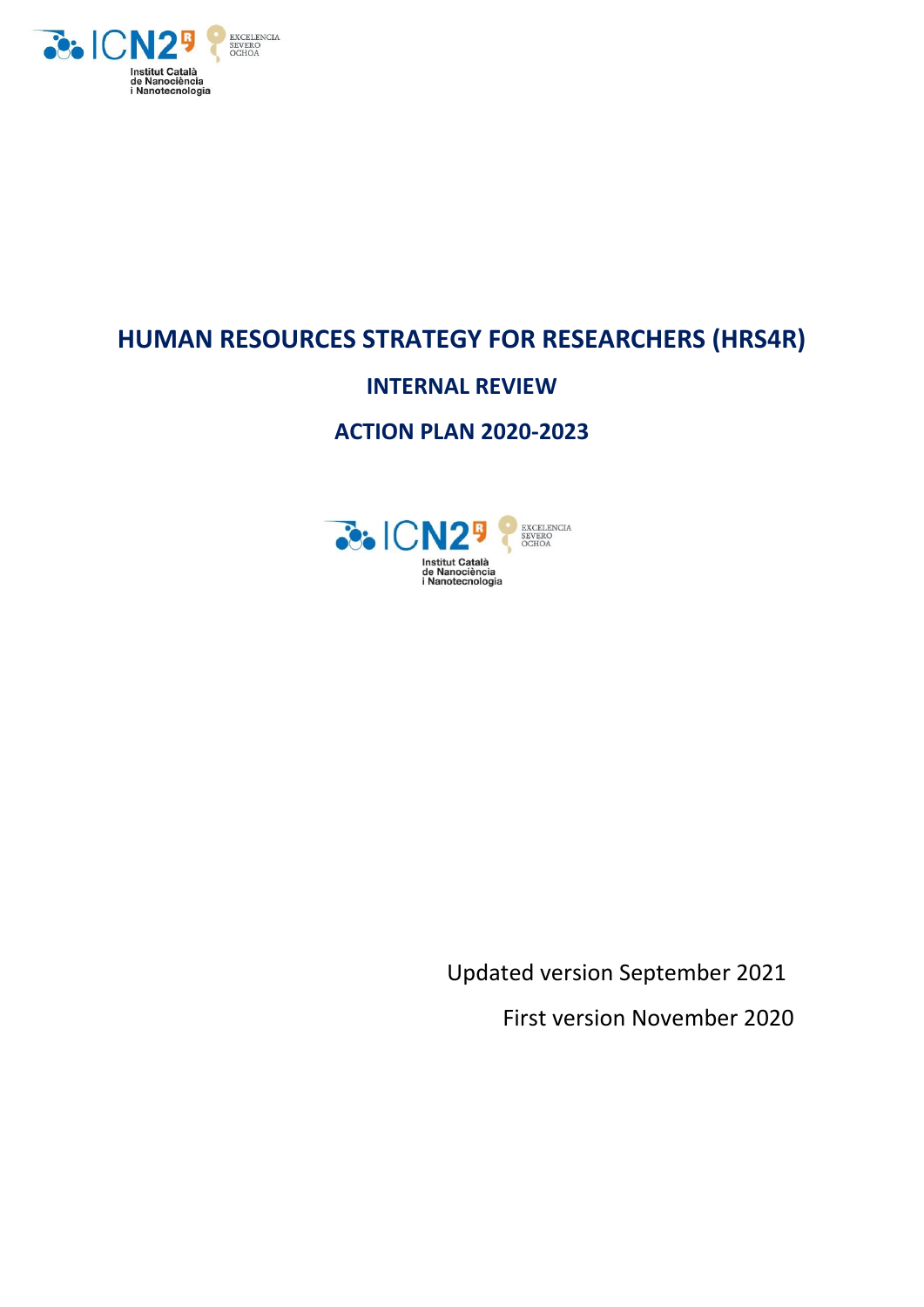# HUMAN RESOURCES STRATEGY FOR RESEARCHERS (HRS4R)

## INTERNAL REVIEW

## ACTION PLAN 2020-2023

Updated version September 2021

First version November 2020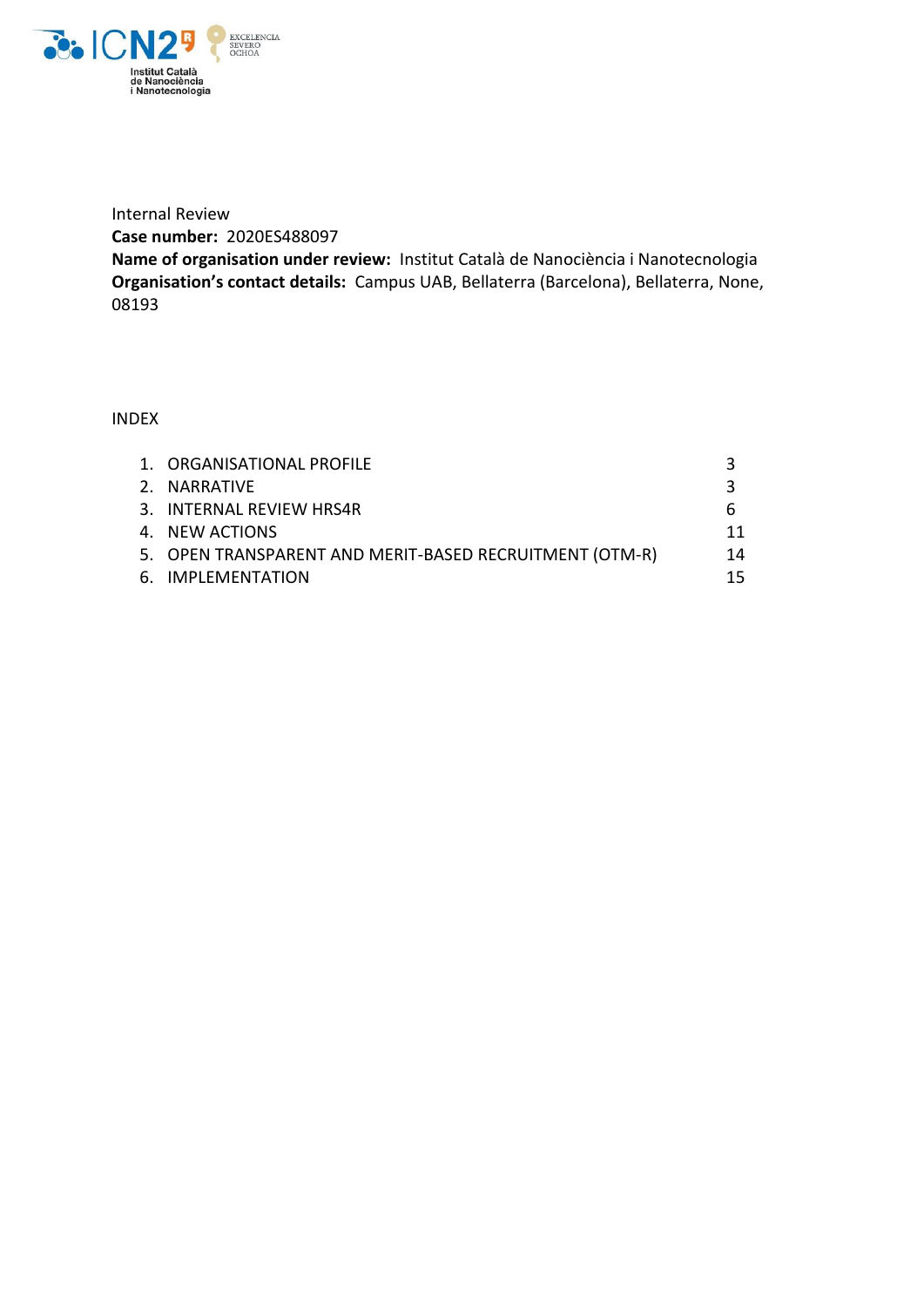Internal Review

**Case number:** 2020ES488097

**Name of organisation under review:** Institut Català de Nanociència i Nanotecnologia

**Organisation's contact details:** Campus UAB, Bellaterra (Barcelona), Bellaterra, None, 08193

INDEX

| | | |
|---|---|---|
| 1. | ORGANISATIONAL PROFILE | 3 |
| 2. | NARRATIVE | 3 |
| 3. | INTERNAL REVIEW HRS4R | 6 |
| 4. | NEW ACTIONS | 11 |
| 5. | OPEN TRANSPARENT AND MERIT-BASED RECRUITMENT (OTM-R) | 14 |
| 6. | IMPLEMENTATION | 15 |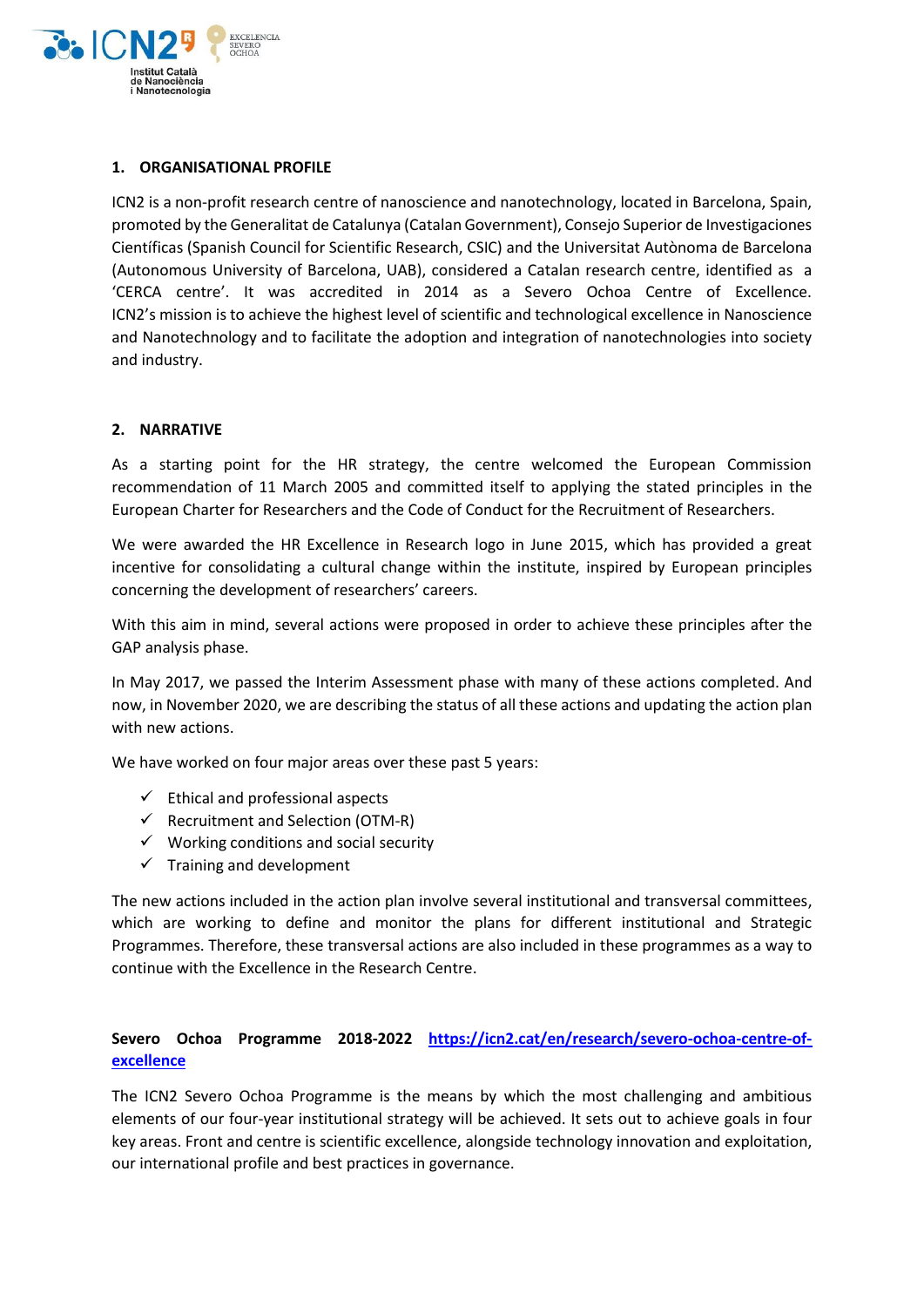## 1. ORGANISATIONAL PROFILE

ICN2 is a non-profit research centre of nanoscience and nanotechnology, located in Barcelona, Spain, promoted by the Generalitat de Catalunya (Catalan Government), Consejo Superior de Investigaciones Científicas (Spanish Council for Scientific Research, CSIC) and the Universitat Autònoma de Barcelona (Autonomous University of Barcelona, UAB), considered a Catalan research centre, identified as a 'CERCA centre'. It was accredited in 2014 as a Severo Ochoa Centre of Excellence. ICN2's mission is to achieve the highest level of scientific and technological excellence in Nanoscience and Nanotechnology and to facilitate the adoption and integration of nanotechnologies into society and industry.

## 2. NARRATIVE

As a starting point for the HR strategy, the centre welcomed the European Commission recommendation of 11 March 2005 and committed itself to applying the stated principles in the European Charter for Researchers and the Code of Conduct for the Recruitment of Researchers.

We were awarded the HR Excellence in Research logo in June 2015, which has provided a great incentive for consolidating a cultural change within the institute, inspired by European principles concerning the development of researchers' careers.

With this aim in mind, several actions were proposed in order to achieve these principles after the GAP analysis phase.

In May 2017, we passed the Interim Assessment phase with many of these actions completed. And now, in November 2020, we are describing the status of all these actions and updating the action plan with new actions.

We have worked on four major areas over these past 5 years:

- ✓ Ethical and professional aspects
- ✓ Recruitment and Selection (OTM-R)
- ✓ Working conditions and social security
- ✓ Training and development

The new actions included in the action plan involve several institutional and transversal committees, which are working to define and monitor the plans for different institutional and Strategic Programmes. Therefore, these transversal actions are also included in these programmes as a way to continue with the Excellence in the Research Centre.

**Severo Ochoa Programme 2018-2022 [https://icn2.cat/en/research/severo-ochoa-centre-of-excellence](https://icn2.cat/en/research/severo-ochoa-centre-of-excellence)**

The ICN2 Severo Ochoa Programme is the means by which the most challenging and ambitious elements of our four-year institutional strategy will be achieved. It sets out to achieve goals in four key areas. Front and centre is scientific excellence, alongside technology innovation and exploitation, our international profile and best practices in governance.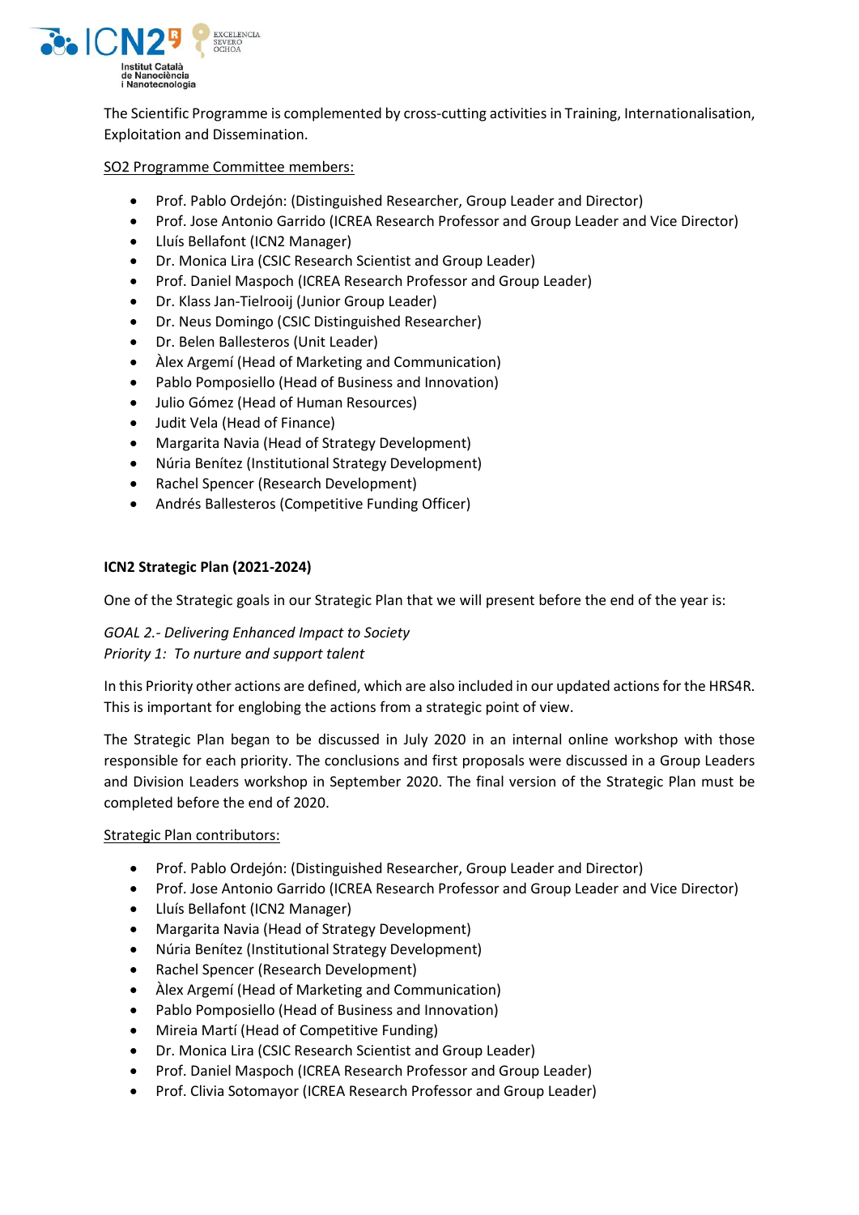The Scientific Programme is complemented by cross-cutting activities in Training, Internationalisation, Exploitation and Dissemination.

SO2 Programme Committee members:

- Prof. Pablo Ordejón: (Distinguished Researcher, Group Leader and Director)
- Prof. Jose Antonio Garrido (ICREA Research Professor and Group Leader and Vice Director)
- Lluís Bellafont (ICN2 Manager)
- Dr. Monica Lira (CSIC Research Scientist and Group Leader)
- Prof. Daniel Maspoch (ICREA Research Professor and Group Leader)
- Dr. Klass Jan-Tielrooij (Junior Group Leader)
- Dr. Neus Domingo (CSIC Distinguished Researcher)
- Dr. Belen Ballesteros (Unit Leader)
- Àlex Argemí (Head of Marketing and Communication)
- Pablo Pomposiello (Head of Business and Innovation)
- Julio Gómez (Head of Human Resources)
- Judit Vela (Head of Finance)
- Margarita Navia (Head of Strategy Development)
- Núria Benítez (Institutional Strategy Development)
- Rachel Spencer (Research Development)
- Andrés Ballesteros (Competitive Funding Officer)

**ICN2 Strategic Plan (2021-2024)**

One of the Strategic goals in our Strategic Plan that we will present before the end of the year is:

*GOAL 2.- Delivering Enhanced Impact to Society*
*Priority 1: To nurture and support talent*

In this Priority other actions are defined, which are also included in our updated actions for the HRS4R. This is important for englobing the actions from a strategic point of view.

The Strategic Plan began to be discussed in July 2020 in an internal online workshop with those responsible for each priority. The conclusions and first proposals were discussed in a Group Leaders and Division Leaders workshop in September 2020. The final version of the Strategic Plan must be completed before the end of 2020.

Strategic Plan contributors:

- Prof. Pablo Ordejón: (Distinguished Researcher, Group Leader and Director)
- Prof. Jose Antonio Garrido (ICREA Research Professor and Group Leader and Vice Director)
- Lluís Bellafont (ICN2 Manager)
- Margarita Navia (Head of Strategy Development)
- Núria Benítez (Institutional Strategy Development)
- Rachel Spencer (Research Development)
- Àlex Argemí (Head of Marketing and Communication)
- Pablo Pomposiello (Head of Business and Innovation)
- Mireia Martí (Head of Competitive Funding)
- Dr. Monica Lira (CSIC Research Scientist and Group Leader)
- Prof. Daniel Maspoch (ICREA Research Professor and Group Leader)
- Prof. Clivia Sotomayor (ICREA Research Professor and Group Leader)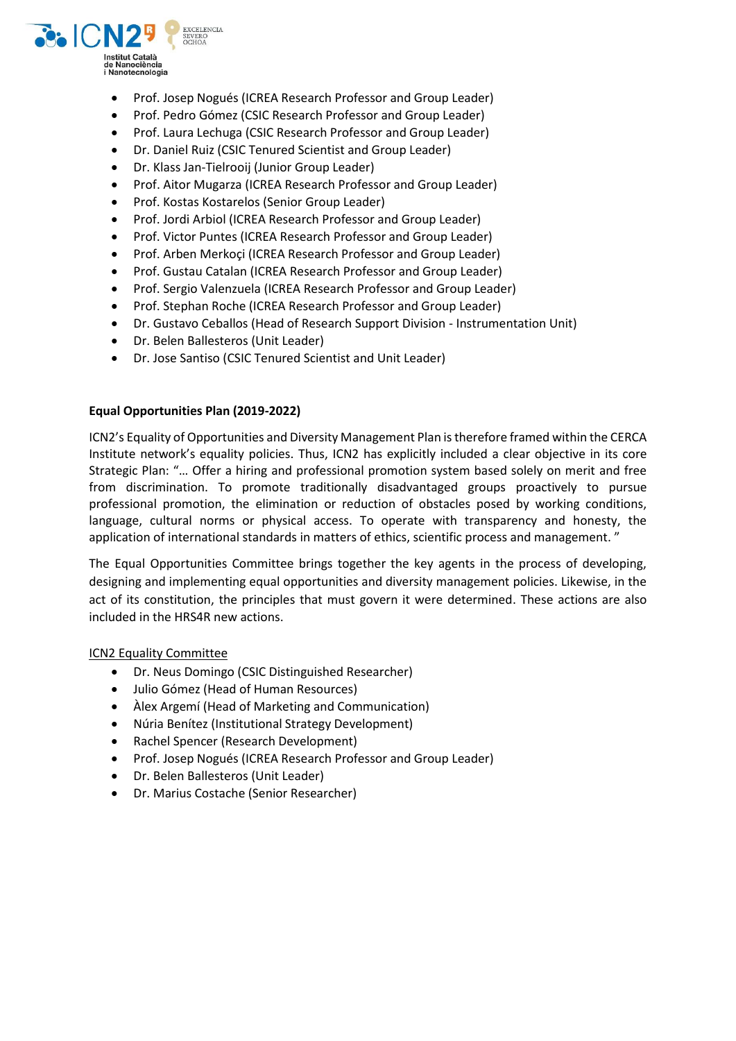- Prof. Josep Nogués (ICREA Research Professor and Group Leader)
- Prof. Pedro Gómez (CSIC Research Professor and Group Leader)
- Prof. Laura Lechuga (CSIC Research Professor and Group Leader)
- Dr. Daniel Ruiz (CSIC Tenured Scientist and Group Leader)
- Dr. Klass Jan-Tielrooij (Junior Group Leader)
- Prof. Aitor Mugarza (ICREA Research Professor and Group Leader)
- Prof. Kostas Kostarelos (Senior Group Leader)
- Prof. Jordi Arbiol (ICREA Research Professor and Group Leader)
- Prof. Victor Puntes (ICREA Research Professor and Group Leader)
- Prof. Arben Merkoçi (ICREA Research Professor and Group Leader)
- Prof. Gustau Catalan (ICREA Research Professor and Group Leader)
- Prof. Sergio Valenzuela (ICREA Research Professor and Group Leader)
- Prof. Stephan Roche (ICREA Research Professor and Group Leader)
- Dr. Gustavo Ceballos (Head of Research Support Division - Instrumentation Unit)
- Dr. Belen Ballesteros (Unit Leader)
- Dr. Jose Santiso (CSIC Tenured Scientist and Unit Leader)

**Equal Opportunities Plan (2019-2022)**

ICN2's Equality of Opportunities and Diversity Management Plan is therefore framed within the CERCA Institute network's equality policies. Thus, ICN2 has explicitly included a clear objective in its core Strategic Plan: "… Offer a hiring and professional promotion system based solely on merit and free from discrimination. To promote traditionally disadvantaged groups proactively to pursue professional promotion, the elimination or reduction of obstacles posed by working conditions, language, cultural norms or physical access. To operate with transparency and honesty, the application of international standards in matters of ethics, scientific process and management. "

The Equal Opportunities Committee brings together the key agents in the process of developing, designing and implementing equal opportunities and diversity management policies. Likewise, in the act of its constitution, the principles that must govern it were determined. These actions are also included in the HRS4R new actions.

<u>ICN2 Equality Committee</u>

- Dr. Neus Domingo (CSIC Distinguished Researcher)
- Julio Gómez (Head of Human Resources)
- Àlex Argemí (Head of Marketing and Communication)
- Núria Benítez (Institutional Strategy Development)
- Rachel Spencer (Research Development)
- Prof. Josep Nogués (ICREA Research Professor and Group Leader)
- Dr. Belen Ballesteros (Unit Leader)
- Dr. Marius Costache (Senior Researcher)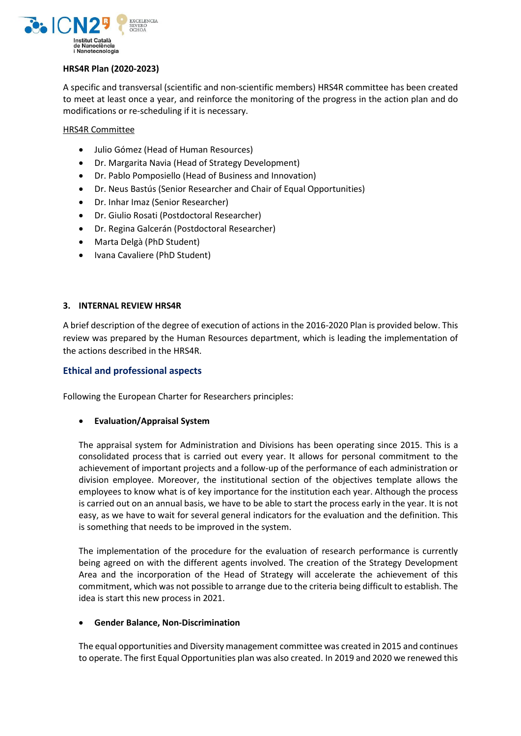**HRS4R Plan (2020-2023)**

A specific and transversal (scientific and non-scientific members) HRS4R committee has been created to meet at least once a year, and reinforce the monitoring of the progress in the action plan and do modifications or re-scheduling if it is necessary.

HRS4R Committee

- Julio Gómez (Head of Human Resources)
- Dr. Margarita Navia (Head of Strategy Development)
- Dr. Pablo Pomposiello (Head of Business and Innovation)
- Dr. Neus Bastús (Senior Researcher and Chair of Equal Opportunities)
- Dr. Inhar Imaz (Senior Researcher)
- Dr. Giulio Rosati (Postdoctoral Researcher)
- Dr. Regina Galcerán (Postdoctoral Researcher)
- Marta Delgà (PhD Student)
- Ivana Cavaliere (PhD Student)

## 3. INTERNAL REVIEW HRS4R

A brief description of the degree of execution of actions in the 2016-2020 Plan is provided below. This review was prepared by the Human Resources department, which is leading the implementation of the actions described in the HRS4R.

### Ethical and professional aspects

Following the European Charter for Researchers principles:

- **Evaluation/Appraisal System**

  The appraisal system for Administration and Divisions has been operating since 2015. This is a consolidated process that is carried out every year. It allows for personal commitment to the achievement of important projects and a follow-up of the performance of each administration or division employee. Moreover, the institutional section of the objectives template allows the employees to know what is of key importance for the institution each year. Although the process is carried out on an annual basis, we have to be able to start the process early in the year. It is not easy, as we have to wait for several general indicators for the evaluation and the definition. This is something that needs to be improved in the system.

  The implementation of the procedure for the evaluation of research performance is currently being agreed on with the different agents involved. The creation of the Strategy Development Area and the incorporation of the Head of Strategy will accelerate the achievement of this commitment, which was not possible to arrange due to the criteria being difficult to establish. The idea is start this new process in 2021.

- **Gender Balance, Non-Discrimination**

  The equal opportunities and Diversity management committee was created in 2015 and continues to operate. The first Equal Opportunities plan was also created. In 2019 and 2020 we renewed this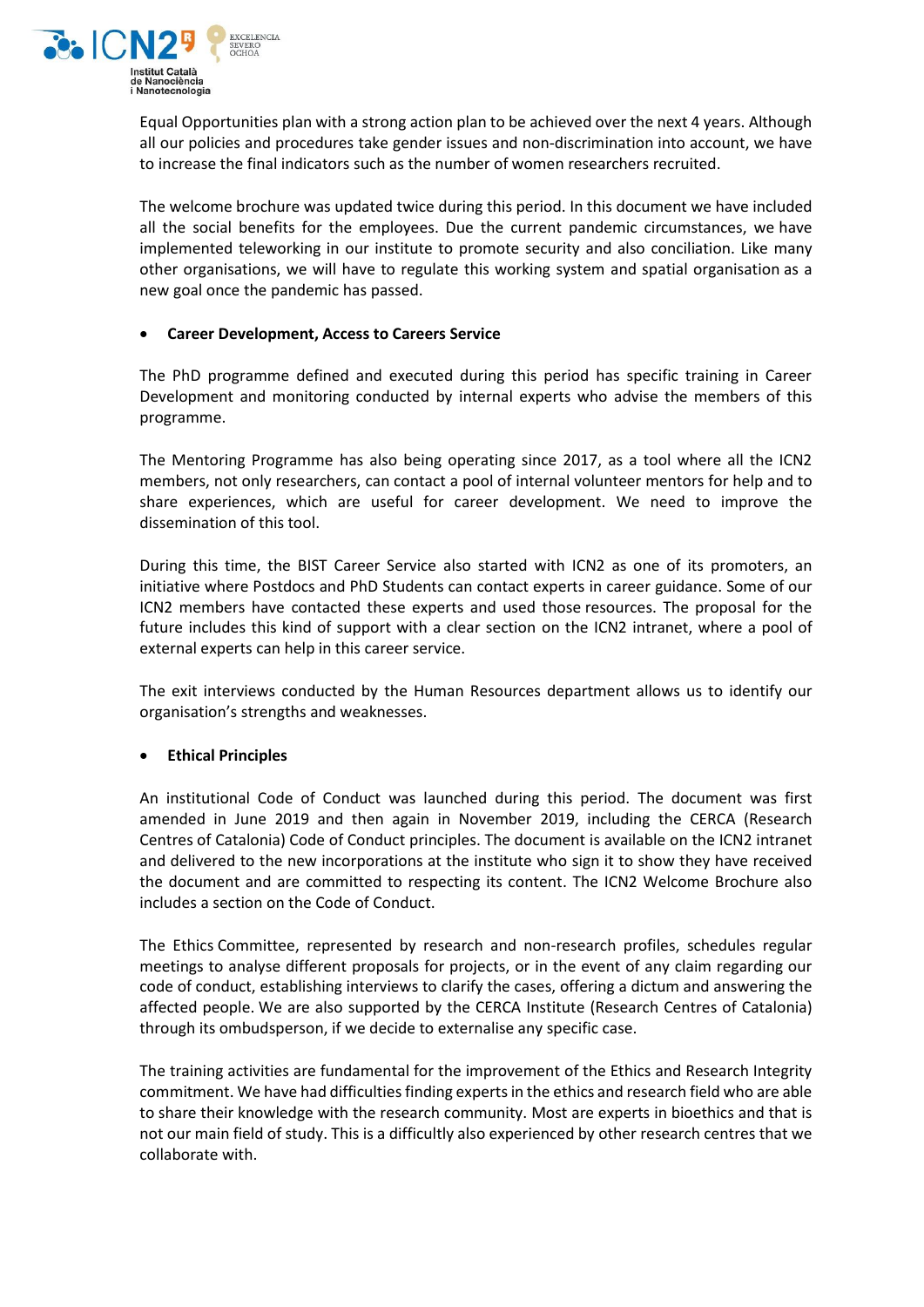Equal Opportunities plan with a strong action plan to be achieved over the next 4 years. Although all our policies and procedures take gender issues and non-discrimination into account, we have to increase the final indicators such as the number of women researchers recruited.

The welcome brochure was updated twice during this period. In this document we have included all the social benefits for the employees. Due the current pandemic circumstances, we have implemented teleworking in our institute to promote security and also conciliation. Like many other organisations, we will have to regulate this working system and spatial organisation as a new goal once the pandemic has passed.

- **Career Development, Access to Careers Service**

The PhD programme defined and executed during this period has specific training in Career Development and monitoring conducted by internal experts who advise the members of this programme.

The Mentoring Programme has also being operating since 2017, as a tool where all the ICN2 members, not only researchers, can contact a pool of internal volunteer mentors for help and to share experiences, which are useful for career development. We need to improve the dissemination of this tool.

During this time, the BIST Career Service also started with ICN2 as one of its promoters, an initiative where Postdocs and PhD Students can contact experts in career guidance. Some of our ICN2 members have contacted these experts and used those resources. The proposal for the future includes this kind of support with a clear section on the ICN2 intranet, where a pool of external experts can help in this career service.

The exit interviews conducted by the Human Resources department allows us to identify our organisation's strengths and weaknesses.

- **Ethical Principles**

An institutional Code of Conduct was launched during this period. The document was first amended in June 2019 and then again in November 2019, including the CERCA (Research Centres of Catalonia) Code of Conduct principles. The document is available on the ICN2 intranet and delivered to the new incorporations at the institute who sign it to show they have received the document and are committed to respecting its content. The ICN2 Welcome Brochure also includes a section on the Code of Conduct.

The Ethics Committee, represented by research and non-research profiles, schedules regular meetings to analyse different proposals for projects, or in the event of any claim regarding our code of conduct, establishing interviews to clarify the cases, offering a dictum and answering the affected people. We are also supported by the CERCA Institute (Research Centres of Catalonia) through its ombudsperson, if we decide to externalise any specific case.

The training activities are fundamental for the improvement of the Ethics and Research Integrity commitment. We have had difficulties finding experts in the ethics and research field who are able to share their knowledge with the research community. Most are experts in bioethics and that is not our main field of study. This is a difficultly also experienced by other research centres that we collaborate with.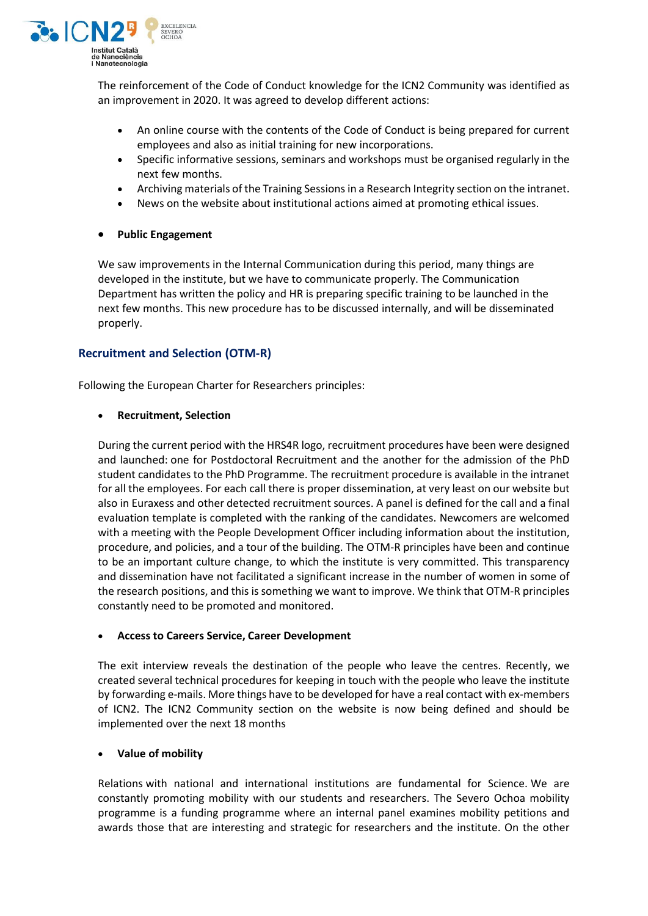The reinforcement of the Code of Conduct knowledge for the ICN2 Community was identified as an improvement in 2020. It was agreed to develop different actions:

- An online course with the contents of the Code of Conduct is being prepared for current employees and also as initial training for new incorporations.
- Specific informative sessions, seminars and workshops must be organised regularly in the next few months.
- Archiving materials of the Training Sessions in a Research Integrity section on the intranet.
- News on the website about institutional actions aimed at promoting ethical issues.

- **Public Engagement**

We saw improvements in the Internal Communication during this period, many things are developed in the institute, but we have to communicate properly. The Communication Department has written the policy and HR is preparing specific training to be launched in the next few months. This new procedure has to be discussed internally, and will be disseminated properly.

## Recruitment and Selection (OTM-R)

Following the European Charter for Researchers principles:

- **Recruitment, Selection**

During the current period with the HRS4R logo, recruitment procedures have been were designed and launched: one for Postdoctoral Recruitment and the another for the admission of the PhD student candidates to the PhD Programme. The recruitment procedure is available in the intranet for all the employees. For each call there is proper dissemination, at very least on our website but also in Euraxess and other detected recruitment sources. A panel is defined for the call and a final evaluation template is completed with the ranking of the candidates. Newcomers are welcomed with a meeting with the People Development Officer including information about the institution, procedure, and policies, and a tour of the building. The OTM-R principles have been and continue to be an important culture change, to which the institute is very committed. This transparency and dissemination have not facilitated a significant increase in the number of women in some of the research positions, and this is something we want to improve. We think that OTM-R principles constantly need to be promoted and monitored.

- **Access to Careers Service, Career Development**

The exit interview reveals the destination of the people who leave the centres. Recently, we created several technical procedures for keeping in touch with the people who leave the institute by forwarding e-mails. More things have to be developed for have a real contact with ex-members of ICN2. The ICN2 Community section on the website is now being defined and should be implemented over the next 18 months

- **Value of mobility**

Relations with national and international institutions are fundamental for Science. We are constantly promoting mobility with our students and researchers. The Severo Ochoa mobility programme is a funding programme where an internal panel examines mobility petitions and awards those that are interesting and strategic for researchers and the institute. On the other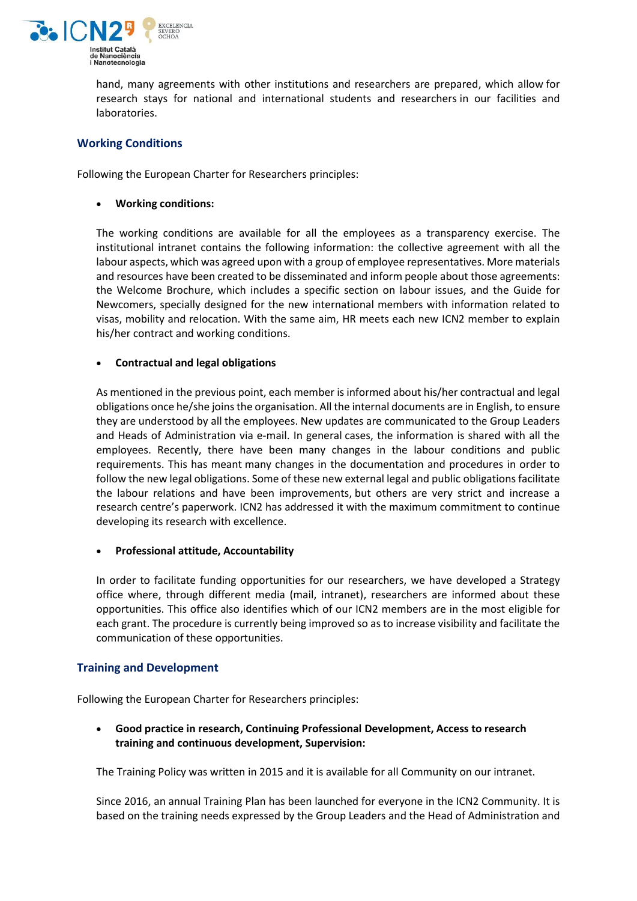hand, many agreements with other institutions and researchers are prepared, which allow for research stays for national and international students and researchers in our facilities and laboratories.

## Working Conditions

Following the European Charter for Researchers principles:

- **Working conditions:**

The working conditions are available for all the employees as a transparency exercise. The institutional intranet contains the following information: the collective agreement with all the labour aspects, which was agreed upon with a group of employee representatives. More materials and resources have been created to be disseminated and inform people about those agreements: the Welcome Brochure, which includes a specific section on labour issues, and the Guide for Newcomers, specially designed for the new international members with information related to visas, mobility and relocation. With the same aim, HR meets each new ICN2 member to explain his/her contract and working conditions.

- **Contractual and legal obligations**

As mentioned in the previous point, each member is informed about his/her contractual and legal obligations once he/she joins the organisation. All the internal documents are in English, to ensure they are understood by all the employees. New updates are communicated to the Group Leaders and Heads of Administration via e-mail. In general cases, the information is shared with all the employees. Recently, there have been many changes in the labour conditions and public requirements. This has meant many changes in the documentation and procedures in order to follow the new legal obligations. Some of these new external legal and public obligations facilitate the labour relations and have been improvements, but others are very strict and increase a research centre's paperwork. ICN2 has addressed it with the maximum commitment to continue developing its research with excellence.

- **Professional attitude, Accountability**

In order to facilitate funding opportunities for our researchers, we have developed a Strategy office where, through different media (mail, intranet), researchers are informed about these opportunities. This office also identifies which of our ICN2 members are in the most eligible for each grant. The procedure is currently being improved so as to increase visibility and facilitate the communication of these opportunities.

## Training and Development

Following the European Charter for Researchers principles:

- **Good practice in research, Continuing Professional Development, Access to research training and continuous development, Supervision:**

The Training Policy was written in 2015 and it is available for all Community on our intranet.

Since 2016, an annual Training Plan has been launched for everyone in the ICN2 Community. It is based on the training needs expressed by the Group Leaders and the Head of Administration and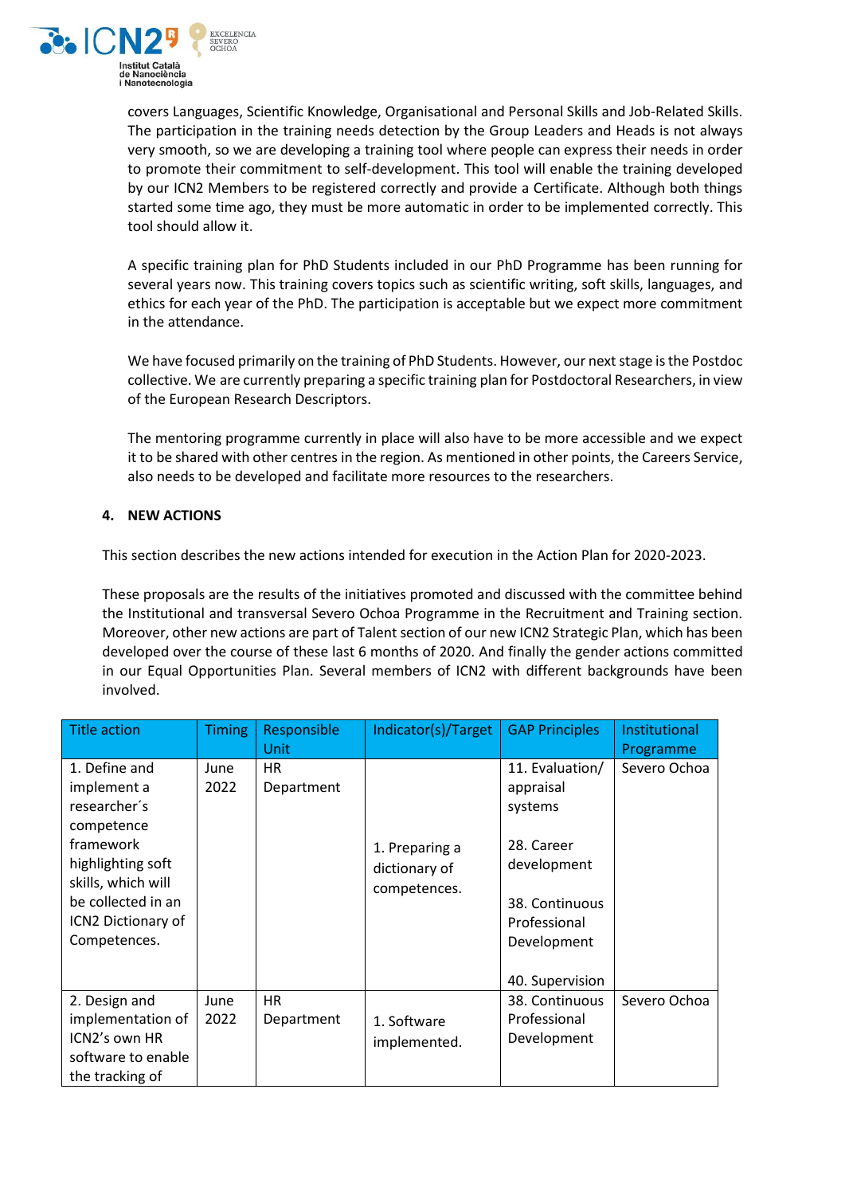covers Languages, Scientific Knowledge, Organisational and Personal Skills and Job-Related Skills. The participation in the training needs detection by the Group Leaders and Heads is not always very smooth, so we are developing a training tool where people can express their needs in order to promote their commitment to self-development. This tool will enable the training developed by our ICN2 Members to be registered correctly and provide a Certificate. Although both things started some time ago, they must be more automatic in order to be implemented correctly. This tool should allow it.

A specific training plan for PhD Students included in our PhD Programme has been running for several years now. This training covers topics such as scientific writing, soft skills, languages, and ethics for each year of the PhD. The participation is acceptable but we expect more commitment in the attendance.

We have focused primarily on the training of PhD Students. However, our next stage is the Postdoc collective. We are currently preparing a specific training plan for Postdoctoral Researchers, in view of the European Research Descriptors.

The mentoring programme currently in place will also have to be more accessible and we expect it to be shared with other centres in the region. As mentioned in other points, the Careers Service, also needs to be developed and facilitate more resources to the researchers.

## 4. NEW ACTIONS

This section describes the new actions intended for execution in the Action Plan for 2020-2023.

These proposals are the results of the initiatives promoted and discussed with the committee behind the Institutional and transversal Severo Ochoa Programme in the Recruitment and Training section. Moreover, other new actions are part of Talent section of our new ICN2 Strategic Plan, which has been developed over the course of these last 6 months of 2020. And finally the gender actions committed in our Equal Opportunities Plan. Several members of ICN2 with different backgrounds have been involved.

| Title action | Timing | Responsible Unit | Indicator(s)/Target | GAP Principles | Institutional Programme |
|---|---|---|---|---|---|
| 1. Define and implement a researcher´s competence framework highlighting soft skills, which will be collected in an ICN2 Dictionary of Competences. | June 2022 | HR Department | 1. Preparing a dictionary of competences. | 11. Evaluation/ appraisal systems<br><br>28. Career development<br><br>38. Continuous Professional Development<br><br>40. Supervision | Severo Ochoa |
| 2. Design and implementation of ICN2's own HR software to enable the tracking of | June 2022 | HR Department | 1. Software implemented. | 38. Continuous Professional Development | Severo Ochoa |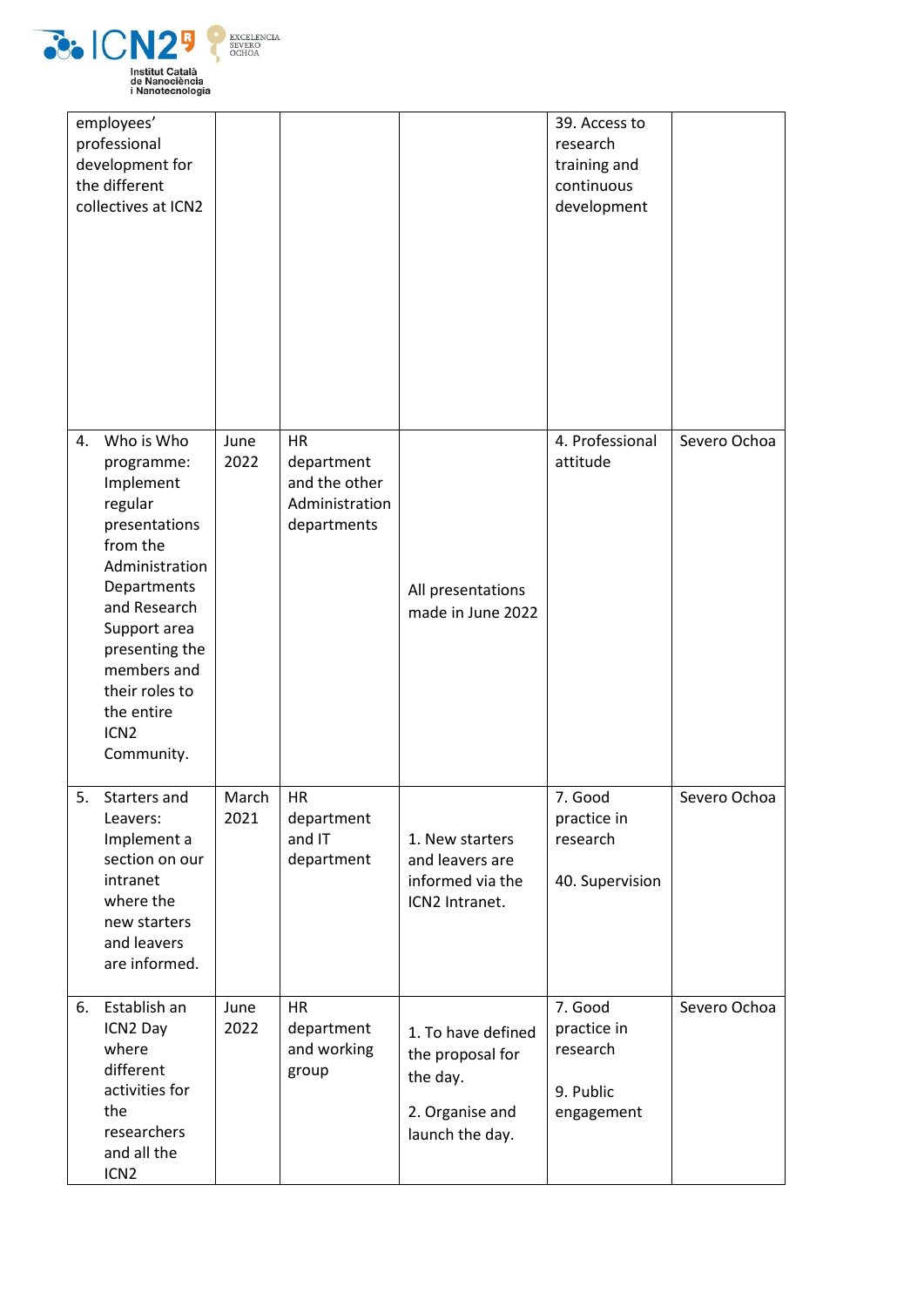| | | | | | |
|---|---|---|---|---|---|
| employees' professional development for the different collectives at ICN2 | | | | 39. Access to research training and continuous development | |
| 4. Who is Who programme: Implement regular presentations from the Administration Departments and Research Support area presenting the members and their roles to the entire ICN2 Community. | June 2022 | HR department and the other Administration departments | All presentations made in June 2022 | 4. Professional attitude | Severo Ochoa |
| 5. Starters and Leavers: Implement a section on our intranet where the new starters and leavers are informed. | March 2021 | HR department and IT department | 1. New starters and leavers are informed via the ICN2 Intranet. | 7. Good practice in research<br><br>40. Supervision | Severo Ochoa |
| 6. Establish an ICN2 Day where different activities for the researchers and all the ICN2 | June 2022 | HR department and working group | 1. To have defined the proposal for the day.<br><br>2. Organise and launch the day. | 7. Good practice in research<br><br>9. Public engagement | Severo Ochoa |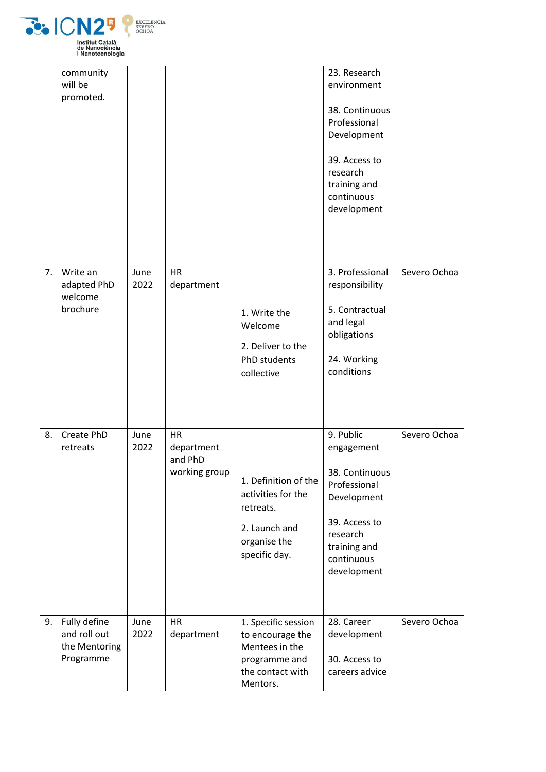| | | | | | |
|---|---|---|---|---|---|
| community will be promoted. | | | | 23. Research environment<br><br>38. Continuous Professional Development<br><br>39. Access to research training and continuous development | |
| 7. Write an adapted PhD welcome brochure | June 2022 | HR department | 1. Write the Welcome<br><br>2. Deliver to the PhD students collective | 3. Professional responsibility<br><br>5. Contractual and legal obligations<br><br>24. Working conditions | Severo Ochoa |
| 8. Create PhD retreats | June 2022 | HR department and PhD working group | 1. Definition of the activities for the retreats.<br><br>2. Launch and organise the specific day. | 9. Public engagement<br><br>38. Continuous Professional Development<br><br>39. Access to research training and continuous development | Severo Ochoa |
| 9. Fully define and roll out the Mentoring Programme | June 2022 | HR department | 1. Specific session to encourage the Mentees in the programme and the contact with Mentors. | 28. Career development<br><br>30. Access to careers advice | Severo Ochoa |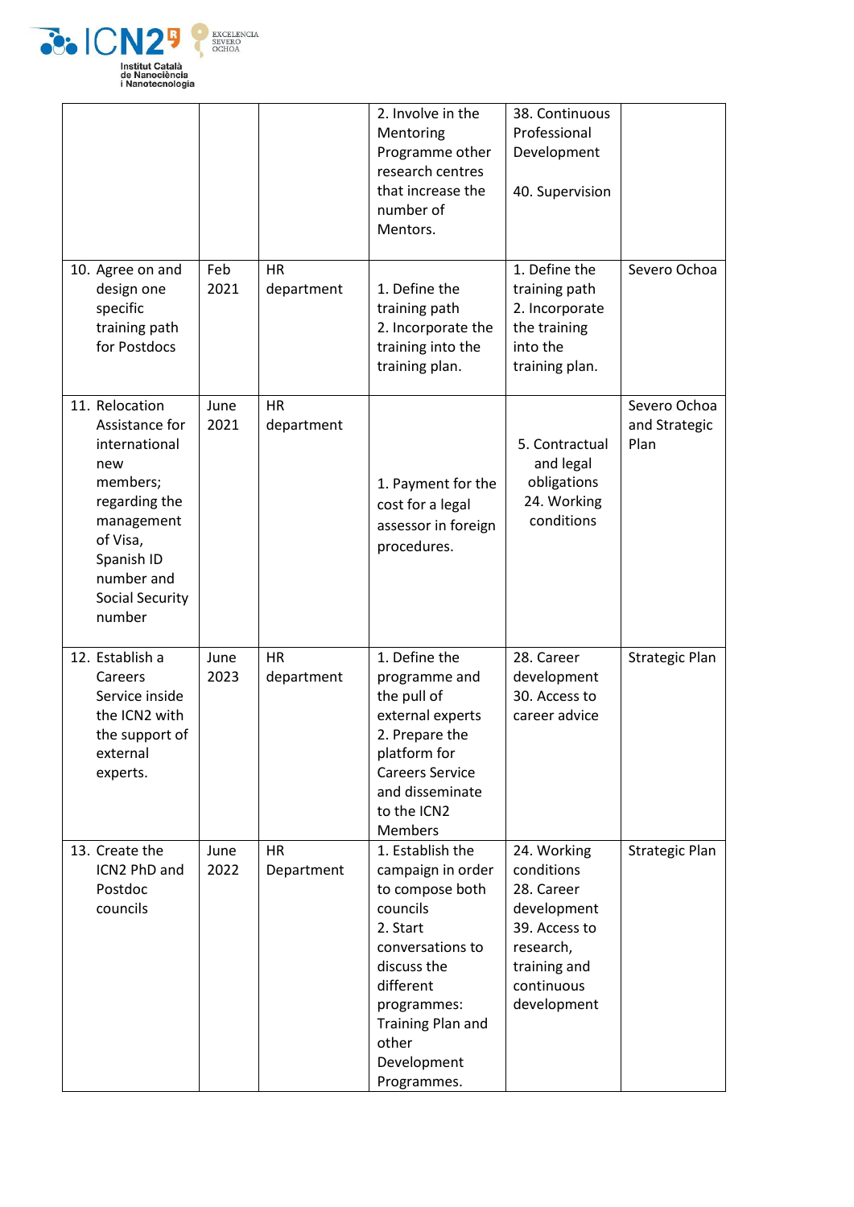| | | | | | |
|---|---|---|---|---|---|
| | | | 2. Involve in the Mentoring Programme other research centres that increase the number of Mentors. | 38. Continuous Professional Development<br><br>40. Supervision | |
| 10. Agree on and design one specific training path for Postdocs | Feb 2021 | HR department | 1. Define the training path<br>2. Incorporate the training into the training plan. | 1. Define the training path<br>2. Incorporate the training into the training plan. | Severo Ochoa |
| 11. Relocation Assistance for international new members; regarding the management of Visa, Spanish ID number and Social Security number | June 2021 | HR department | 1. Payment for the cost for a legal assessor in foreign procedures. | 5. Contractual and legal obligations<br>24. Working conditions | Severo Ochoa and Strategic Plan |
| 12. Establish a Careers Service inside the ICN2 with the support of external experts. | June 2023 | HR department | 1. Define the programme and the pull of external experts<br>2. Prepare the platform for Careers Service and disseminate to the ICN2 Members | 28. Career development<br>30. Access to career advice | Strategic Plan |
| 13. Create the ICN2 PhD and Postdoc councils | June 2022 | HR Department | 1. Establish the campaign in order to compose both councils<br>2. Start conversations to discuss the different programmes: Training Plan and other Development Programmes. | 24. Working conditions<br>28. Career development<br>39. Access to research, training and continuous development | Strategic Plan |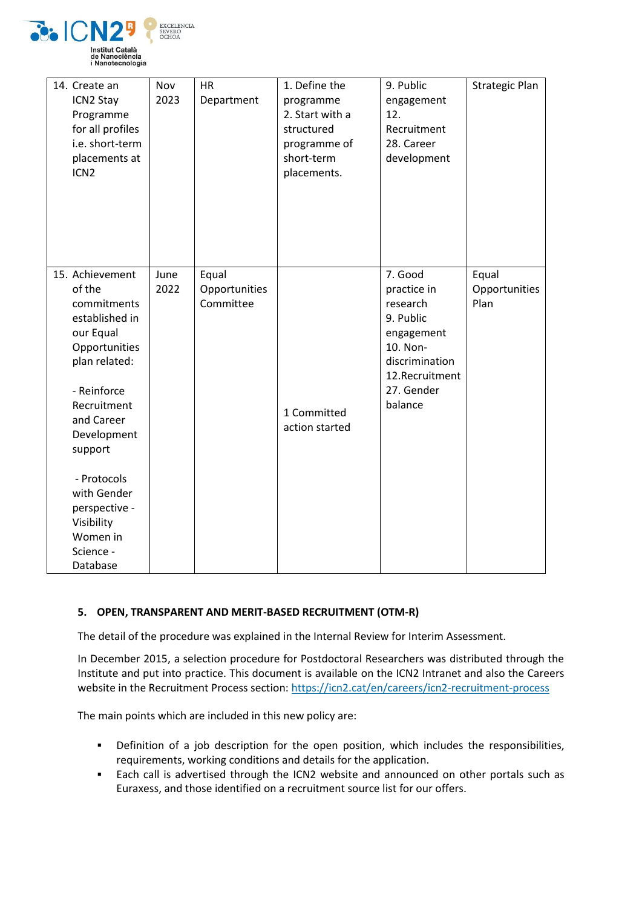| 14. Create an ICN2 Stay Programme for all profiles i.e. short-term placements at ICN2 | Nov 2023 | HR Department | 1. Define the programme 2. Start with a structured programme of short-term placements. | 9. Public engagement 12. Recruitment 28. Career development | Strategic Plan |
|---|---|---|---|---|---|
| 15. Achievement of the commitments established in our Equal Opportunities plan related: - Reinforce Recruitment and Career Development support - Protocols with Gender perspective - Visibility Women in Science - Database | June 2022 | Equal Opportunities Committee | 1 Committed action started | 7. Good practice in research 9. Public engagement 10. Non-discrimination 12.Recruitment 27. Gender balance | Equal Opportunities Plan |

## 5. OPEN, TRANSPARENT AND MERIT-BASED RECRUITMENT (OTM-R)

The detail of the procedure was explained in the Internal Review for Interim Assessment.

In December 2015, a selection procedure for Postdoctoral Researchers was distributed through the Institute and put into practice. This document is available on the ICN2 Intranet and also the Careers website in the Recruitment Process section: https://icn2.cat/en/careers/icn2-recruitment-process

The main points which are included in this new policy are:

- Definition of a job description for the open position, which includes the responsibilities, requirements, working conditions and details for the application.
- Each call is advertised through the ICN2 website and announced on other portals such as Euraxess, and those identified on a recruitment source list for our offers.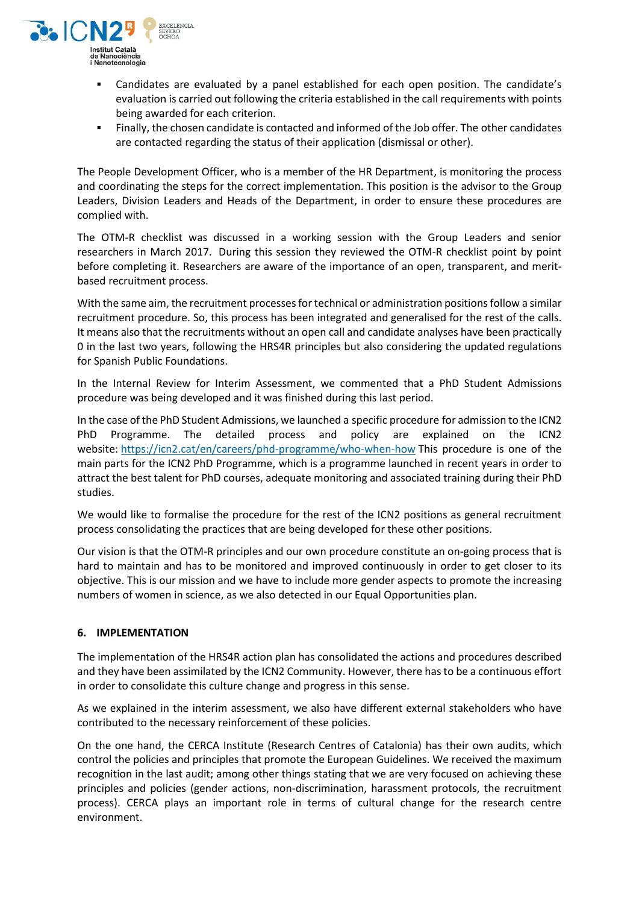- Candidates are evaluated by a panel established for each open position. The candidate's evaluation is carried out following the criteria established in the call requirements with points being awarded for each criterion.
- Finally, the chosen candidate is contacted and informed of the Job offer. The other candidates are contacted regarding the status of their application (dismissal or other).

The People Development Officer, who is a member of the HR Department, is monitoring the process and coordinating the steps for the correct implementation. This position is the advisor to the Group Leaders, Division Leaders and Heads of the Department, in order to ensure these procedures are complied with.

The OTM-R checklist was discussed in a working session with the Group Leaders and senior researchers in March 2017. During this session they reviewed the OTM-R checklist point by point before completing it. Researchers are aware of the importance of an open, transparent, and merit-based recruitment process.

With the same aim, the recruitment processes for technical or administration positions follow a similar recruitment procedure. So, this process has been integrated and generalised for the rest of the calls. It means also that the recruitments without an open call and candidate analyses have been practically 0 in the last two years, following the HRS4R principles but also considering the updated regulations for Spanish Public Foundations.

In the Internal Review for Interim Assessment, we commented that a PhD Student Admissions procedure was being developed and it was finished during this last period.

In the case of the PhD Student Admissions, we launched a specific procedure for admission to the ICN2 PhD Programme. The detailed process and policy are explained on the ICN2 website: [https://icn2.cat/en/careers/phd-programme/who-when-how](https://icn2.cat/en/careers/phd-programme/who-when-how) This procedure is one of the main parts for the ICN2 PhD Programme, which is a programme launched in recent years in order to attract the best talent for PhD courses, adequate monitoring and associated training during their PhD studies.

We would like to formalise the procedure for the rest of the ICN2 positions as general recruitment process consolidating the practices that are being developed for these other positions.

Our vision is that the OTM-R principles and our own procedure constitute an on-going process that is hard to maintain and has to be monitored and improved continuously in order to get closer to its objective. This is our mission and we have to include more gender aspects to promote the increasing numbers of women in science, as we also detected in our Equal Opportunities plan.

## 6. IMPLEMENTATION

The implementation of the HRS4R action plan has consolidated the actions and procedures described and they have been assimilated by the ICN2 Community. However, there has to be a continuous effort in order to consolidate this culture change and progress in this sense.

As we explained in the interim assessment, we also have different external stakeholders who have contributed to the necessary reinforcement of these policies.

On the one hand, the CERCA Institute (Research Centres of Catalonia) has their own audits, which control the policies and principles that promote the European Guidelines. We received the maximum recognition in the last audit; among other things stating that we are very focused on achieving these principles and policies (gender actions, non-discrimination, harassment protocols, the recruitment process). CERCA plays an important role in terms of cultural change for the research centre environment.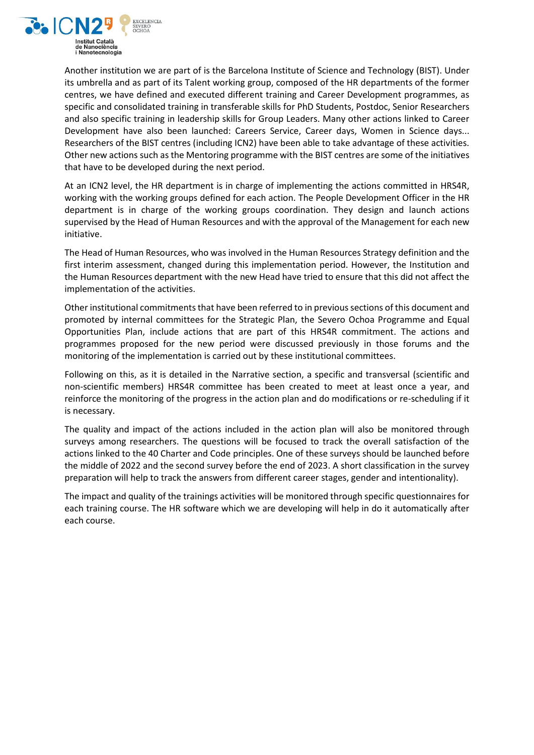Another institution we are part of is the Barcelona Institute of Science and Technology (BIST). Under its umbrella and as part of its Talent working group, composed of the HR departments of the former centres, we have defined and executed different training and Career Development programmes, as specific and consolidated training in transferable skills for PhD Students, Postdoc, Senior Researchers and also specific training in leadership skills for Group Leaders. Many other actions linked to Career Development have also been launched: Careers Service, Career days, Women in Science days... Researchers of the BIST centres (including ICN2) have been able to take advantage of these activities. Other new actions such as the Mentoring programme with the BIST centres are some of the initiatives that have to be developed during the next period.

At an ICN2 level, the HR department is in charge of implementing the actions committed in HRS4R, working with the working groups defined for each action. The People Development Officer in the HR department is in charge of the working groups coordination. They design and launch actions supervised by the Head of Human Resources and with the approval of the Management for each new initiative.

The Head of Human Resources, who was involved in the Human Resources Strategy definition and the first interim assessment, changed during this implementation period. However, the Institution and the Human Resources department with the new Head have tried to ensure that this did not affect the implementation of the activities.

Other institutional commitments that have been referred to in previous sections of this document and promoted by internal committees for the Strategic Plan, the Severo Ochoa Programme and Equal Opportunities Plan, include actions that are part of this HRS4R commitment. The actions and programmes proposed for the new period were discussed previously in those forums and the monitoring of the implementation is carried out by these institutional committees.

Following on this, as it is detailed in the Narrative section, a specific and transversal (scientific and non-scientific members) HRS4R committee has been created to meet at least once a year, and reinforce the monitoring of the progress in the action plan and do modifications or re-scheduling if it is necessary.

The quality and impact of the actions included in the action plan will also be monitored through surveys among researchers. The questions will be focused to track the overall satisfaction of the actions linked to the 40 Charter and Code principles. One of these surveys should be launched before the middle of 2022 and the second survey before the end of 2023. A short classification in the survey preparation will help to track the answers from different career stages, gender and intentionality).

The impact and quality of the trainings activities will be monitored through specific questionnaires for each training course. The HR software which we are developing will help in do it automatically after each course.